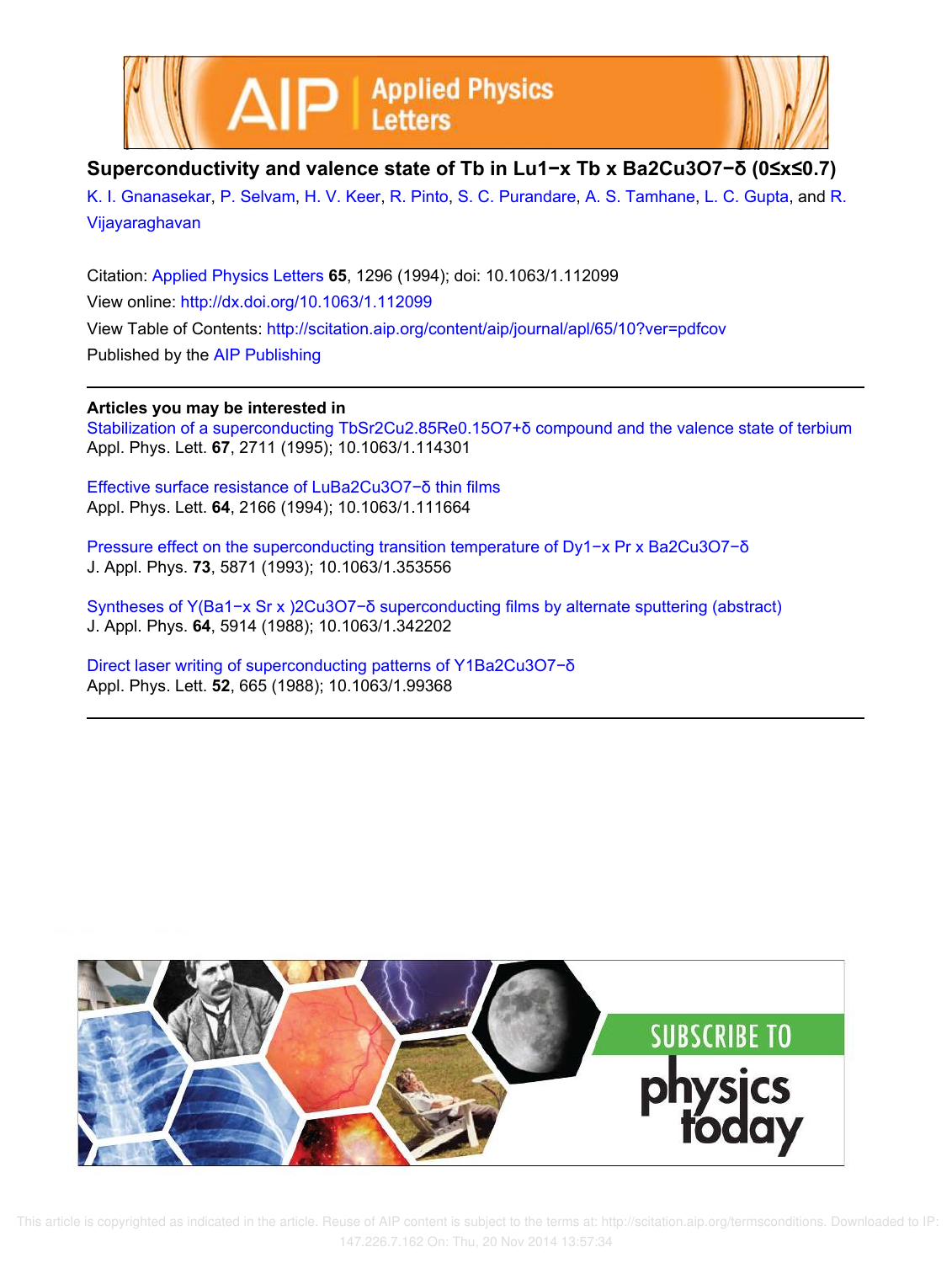# Superconductivity and valence state of Tb in $Lu_{1-x}Tb_xBa_2Cu_3O_{7-\delta}$ $(0 \le x \le 0.7)$

K. I. Gnanasekar, P. Selvam, H. V. Keer, R. Pinto, S. C. Purandare, A. S. Tamhane, L. C. Gupta, and R. Vijayaraghavan

Citation: Applied Physics Letters **65**, 1296 (1994); doi: 10.1063/1.112099

View online: http://dx.doi.org/10.1063/1.112099

View Table of Contents: http://scitation.aip.org/content/aip/journal/apl/65/10?ver=pdfcov

Published by the AIP Publishing

**Articles you may be interested in**

Stabilization of a superconducting $TbSr_2Cu_{2.85}Re_{0.15}O_{7+\delta}$ compound and the valence state of terbium
Appl. Phys. Lett. **67**, 2711 (1995); 10.1063/1.114301

Effective surface resistance of $LuBa_2Cu_3O_{7-\delta}$ thin films
Appl. Phys. Lett. **64**, 2166 (1994); 10.1063/1.111664

Pressure effect on the superconducting transition temperature of $Dy_{1-x}Pr_xBa_2Cu_3O_{7-\delta}$
J. Appl. Phys. **73**, 5871 (1993); 10.1063/1.353556

Syntheses of $Y(Ba_{1-x}Sr_x)_2Cu_3O_{7-\delta}$ superconducting films by alternate sputtering (abstract)
J. Appl. Phys. **64**, 5914 (1988); 10.1063/1.342202

Direct laser writing of superconducting patterns of $Y_1Ba_2Cu_3O_{7-\delta}$
Appl. Phys. Lett. **52**, 665 (1988); 10.1063/1.99368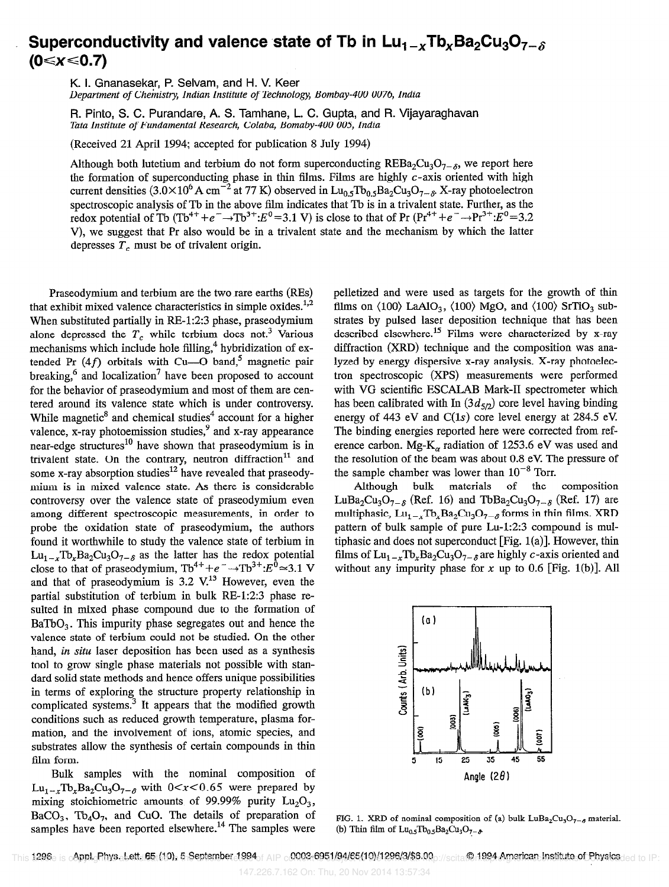# Superconductivity and valence state of Tb in $Lu_{1-x}Tb_xBa_2Cu_3O_{7-\delta}$ ($0 \leq x \leq 0.7$)

K. I. Gnanasekar, P. Selvam, and H. V. Keer
*Department of Chemistry, Indian Institute of Technology, Bombay-400 0076, India*

R. Pinto, S. C. Purandare, A. S. Tamhane, L. C. Gupta, and R. Vijayaraghavan
*Tata Institute of Fundamental Research, Colaba, Bomaby-400 005, India*

(Received 21 April 1994; accepted for publication 8 July 1994)

Although both lutetium and terbium do not form superconducting $REBa_2Cu_3O_{7-\delta}$, we report here the formation of superconducting phase in thin films. Films are highly $c$-axis oriented with high current densities ($3.0 \times 10^6$ A $cm^{-2}$ at 77 K) observed in $Lu_{0.5}Tb_{0.5}Ba_2Cu_3O_{7-\delta}$. X-ray photoelectron spectroscopic analysis of Tb in the above film indicates that Tb is in a trivalent state. Further, as the redox potential of Tb ($Tb^{4+}+e^- \rightarrow Tb^{3+}$:$E^0=3.1$ V) is close to that of Pr ($Pr^{4+}+e^- \rightarrow Pr^{3+}$:$E^0=3.2$ V), we suggest that Pr also would be in a trivalent state and the mechanism by which the latter depresses $T_c$ must be of trivalent origin.

Praseodymium and terbium are the two rare earths (REs) that exhibit mixed valence characteristics in simple oxides.[1,2] When substituted partially in RE-1:2:3 phase, praseodymium alone depressed the $T_c$ while terbium does not.[3] Various mechanisms which include hole filling,[4] hybridization of extended Pr ($4f$) orbitals with Cu—O band,[5] magnetic pair breaking,[6] and localization[7] have been proposed to account for the behavior of praseodymium and most of them are centered around its valence state which is under controversy. While magnetic[8] and chemical studies[4] account for a higher valence, x-ray photoemission studies,[9] and x-ray appearance near-edge structures[10] have shown that praseodymium is in trivalent state. On the contrary, neutron diffraction[11] and some x-ray absorption studies[12] have revealed that praseodymium is in mixed valence state. As there is considerable controversy over the valence state of praseodymium even among different spectroscopic measurements, in order to probe the oxidation state of praseodymium, the authors found it worthwhile to study the valence state of terbium in $Lu_{1-x}Tb_xBa_2Cu_3O_{7-\delta}$ as the latter has the redox potential close to that of praseodymium, $Tb^{4+}+e^- \rightarrow Tb^{3+}$:$E^0 \simeq 3.1$ V and that of praseodymium is 3.2 V.[13] However, even the partial substitution of terbium in bulk RE-1:2:3 phase resulted in mixed phase compound due to the formation of $BaTbO_3$. This impurity phase segregates out and hence the valence state of terbium could not be studied. On the other hand, *in situ* laser deposition has been used as a synthesis tool to grow single phase materials not possible with standard solid state methods and hence offers unique possibilities in terms of exploring the structure property relationship in complicated systems.[3] It appears that the modified growth conditions such as reduced growth temperature, plasma formation, and the involvement of ions, atomic species, and substrates allow the synthesis of certain compounds in thin film form.

Bulk samples with the nominal composition of $Lu_{1-x}Tb_xBa_2Cu_3O_{7-\delta}$ with $0<x<0.65$ were prepared by mixing stoichiometric amounts of 99.99% purity $Lu_2O_3$, $BaCO_3$, $Tb_4O_7$, and CuO. The details of preparation of samples have been reported elsewhere.[14] The samples were pelletized and were used as targets for the growth of thin films on ⟨100⟩ $LaAlO_3$, ⟨100⟩ MgO, and ⟨100⟩ $SrTiO_3$ substrates by pulsed laser deposition technique that has been described elsewhere.[15] Films were characterized by x-ray diffraction (XRD) technique and the composition was analyzed by energy dispersive x-ray analysis. X-ray photoelectron spectroscopic (XPS) measurements were performed with VG scientific ESCALAB Mark-II spectrometer which has been calibrated with In ($3d_{5/2}$) core level having binding energy of 443 eV and C($1s$) core level energy at 284.5 eV. The binding energies reported here were corrected from reference carbon. Mg-$K_\alpha$ radiation of 1253.6 eV was used and the resolution of the beam was about 0.8 eV. The pressure of the sample chamber was lower than $10^{-8}$ Torr.

Although bulk materials of the composition $LuBa_2Cu_3O_{7-\delta}$ (Ref. 16) and $TbBa_2Cu_3O_{7-\delta}$ (Ref. 17) are multiphasic, $Lu_{1-x}Tb_xBa_2Cu_3O_{7-\delta}$ forms in thin films. XRD pattern of bulk sample of pure Lu-1:2:3 compound is multiphasic and does not superconduct [Fig. 1(a)]. However, thin films of $Lu_{1-x}Tb_xBa_2Cu_3O_{7-\delta}$ are highly $c$-axis oriented and without any impurity phase for $x$ up to 0.6 [Fig. 1(b)]. All

FIG. 1. XRD of nominal composition of (a) bulk $LuBa_2Cu_3O_{7-\delta}$ material. (b) Thin film of $Lu_{0.5}Tb_{0.5}Ba_2Cu_3O_{7-\delta}$.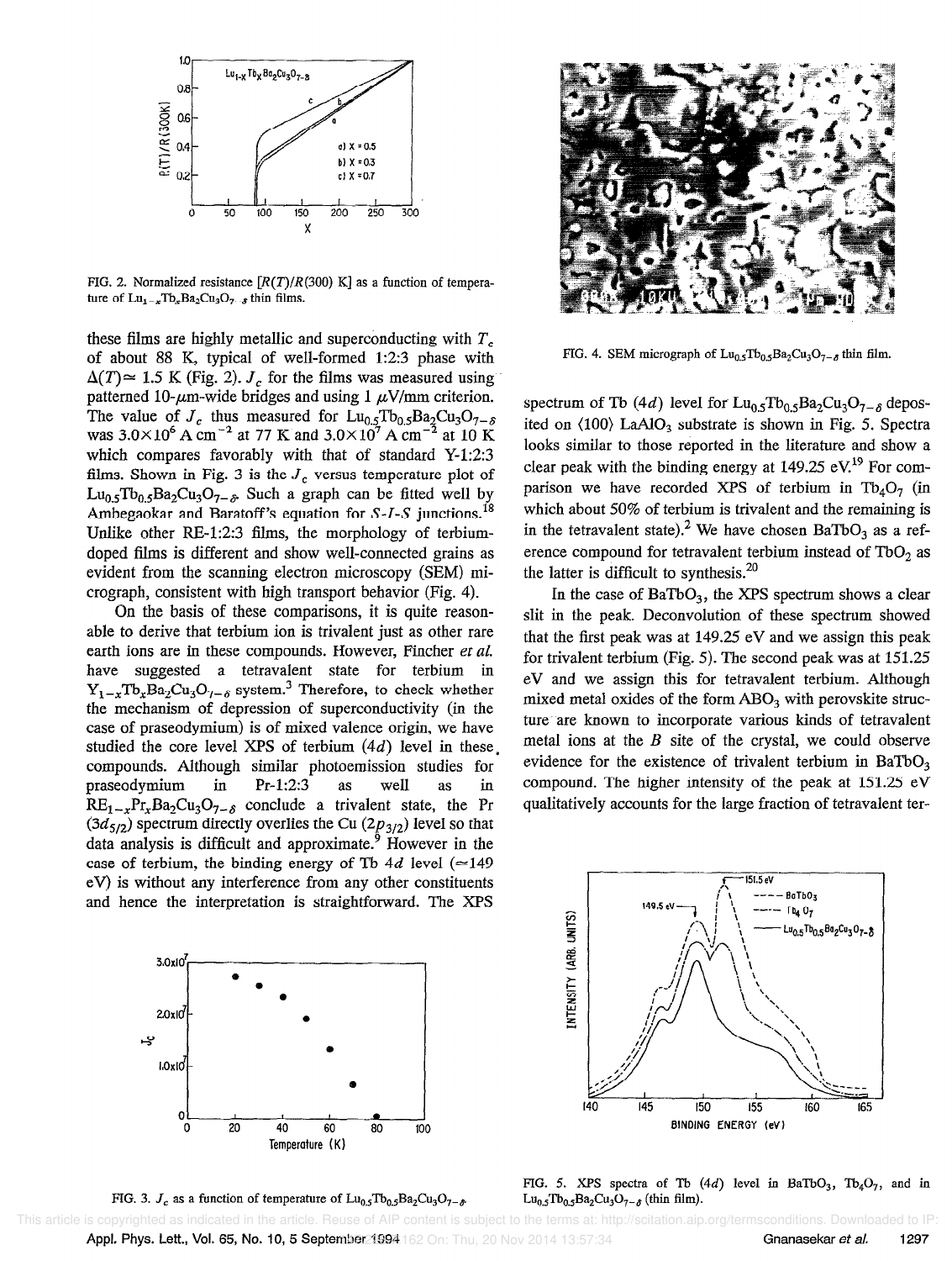FIG. 2. Normalized resistance [$R(T)/R(300)$ K] as a function of temperature of $Lu_{1-x}Tb_xBa_2Cu_3O_{7-\delta}$ thin films.

these films are highly metallic and superconducting with $T_c$ of about 88 K, typical of well-formed 1:2:3 phase with $\Delta(T) \simeq 1.5$ K (Fig. 2). $J_c$ for the films was measured using patterned 10-$\mu$m-wide bridges and using 1 $\mu$V/mm criterion. The value of $J_c$ thus measured for $Lu_{0.5}Tb_{0.5}Ba_2Cu_3O_{7-\delta}$ was $3.0\times10^6$ A cm$^{-2}$ at 77 K and $3.0\times10^7$ A cm$^{-2}$ at 10 K which compares favorably with that of standard Y-1:2:3 films. Shown in Fig. 3 is the $J_c$ versus temperature plot of $Lu_{0.5}Tb_{0.5}Ba_2Cu_3O_{7-\delta}$. Such a graph can be fitted well by Ambegaokar and Baratoff's equation for *S-I-S* junctions.[18] Unlike other RE-1:2:3 films, the morphology of terbium-doped films is different and show well-connected grains as evident from the scanning electron microscopy (SEM) micrograph, consistent with high transport behavior (Fig. 4).

On the basis of these comparisons, it is quite reasonable to derive that terbium ion is trivalent just as other rare earth ions are in these compounds. However, Fincher *et al.* have suggested a tetravalent state for terbium in $Y_{1-x}Tb_xBa_2Cu_3O_{7-\delta}$ system.[3] Therefore, to check whether the mechanism of depression of superconductivity (in the case of praseodymium) is of mixed valence origin, we have studied the core level XPS of terbium (4*d*) level in these compounds. Although similar photoemission studies for praseodymium in Pr-1:2:3 as well as in $RE_{1-x}Pr_xBa_2Cu_3O_{7-\delta}$ conclude a trivalent state, the Pr ($3d_{5/2}$) spectrum directly overlies the Cu ($2p_{3/2}$) level so that data analysis is difficult and approximate.[9] However in the case of terbium, the binding energy of Tb 4*d* level ($\simeq$149 eV) is without any interference from any other constituents and hence the interpretation is straightforward. The XPS spectrum of Tb (4*d*) level for $Lu_{0.5}Tb_{0.5}Ba_2Cu_3O_{7-\delta}$ deposited on ⟨100⟩ $LaAlO_3$ substrate is shown in Fig. 5. Spectra looks similar to those reported in the literature and show a clear peak with the binding energy at 149.25 eV.[19] For comparison we have recorded XPS of terbium in $Tb_4O_7$ (in which about 50% of terbium is trivalent and the remaining is in the tetravalent state).[2] We have chosen $BaTbO_3$ as a reference compound for tetravalent terbium instead of $TbO_2$ as the latter is difficult to synthesis.[20]

In the case of $BaTbO_3$, the XPS spectrum shows a clear slit in the peak. Deconvolution of these spectrum showed that the first peak was at 149.25 eV and we assign this peak for trivalent terbium (Fig. 5). The second peak was at 151.25 eV and we assign this for tetravalent terbium. Although mixed metal oxides of the form $ABO_3$ with perovskite structure are known to incorporate various kinds of tetravalent metal ions at the *B* site of the crystal, we could observe evidence for the existence of trivalent terbium in $BaTbO_3$ compound. The higher intensity of the peak at 151.25 eV qualitatively accounts for the large fraction of tetravalent ter-

FIG. 3. $J_c$ as a function of temperature of $Lu_{0.5}Tb_{0.5}Ba_2Cu_3O_{7-\delta}$.

FIG. 4. SEM micrograph of $Lu_{0.5}Tb_{0.5}Ba_2Cu_3O_{7-\delta}$ thin film.

FIG. 5. XPS spectra of Tb (4*d*) level in $BaTbO_3$, $Tb_4O_7$, and in $Lu_{0.5}Tb_{0.5}Ba_2Cu_3O_{7-\delta}$ (thin film).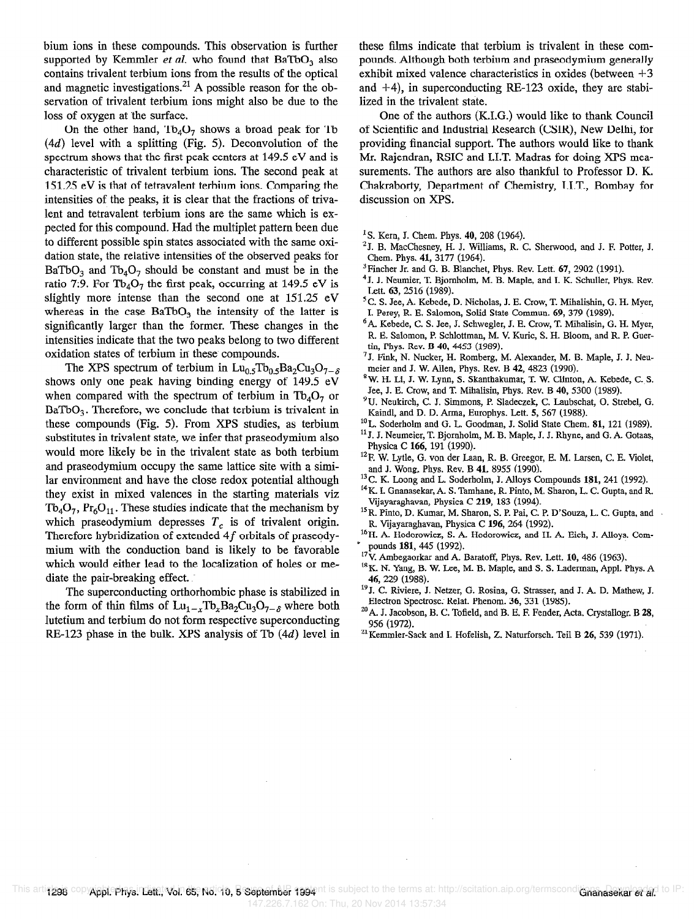bium ions in these compounds. This observation is further supported by Kemmler *et al.* who found that $BaTbO_3$ also contains trivalent terbium ions from the results of the optical and magnetic investigations.[21] A possible reason for the observation of trivalent terbium ions might also be due to the loss of oxygen at the surface.

On the other hand, $Tb_4O_7$ shows a broad peak for Tb (4*d*) level with a splitting (Fig. 5). Deconvolution of the spectrum shows that the first peak centers at 149.5 eV and is characteristic of trivalent terbium ions. The second peak at 151.25 eV is that of tetravalent terbium ions. Comparing the intensities of the peaks, it is clear that the fractions of trivalent and tetravalent terbium ions are the same which is expected for this compound. Had the multiplet pattern been due to different possible spin states associated with the same oxidation state, the relative intensities of the observed peaks for $BaTbO_3$ and $Tb_4O_7$ should be constant and must be in the ratio 7:9. For $Tb_4O_7$ the first peak, occurring at 149.5 eV is slightly more intense than the second one at 151.25 eV whereas in the case $BaTbO_3$ the intensity of the latter is significantly larger than the former. These changes in the intensities indicate that the two peaks belong to two different oxidation states of terbium in these compounds.

The XPS spectrum of terbium in $Lu_{0.5}Tb_{0.5}Ba_2Cu_3O_{7-\delta}$ shows only one peak having binding energy of 149.5 eV when compared with the spectrum of terbium in $Tb_4O_7$ or $BaTbO_3$. Therefore, we conclude that terbium is trivalent in these compounds (Fig. 5). From XPS studies, as terbium substitutes in trivalent state, we infer that praseodymium also would more likely be in the trivalent state as both terbium and praseodymium occupy the same lattice site with a similar environment and have the close redox potential although they exist in mixed valences in the starting materials viz $Tb_4O_7$, $Pr_6O_{11}$. These studies indicate that the mechanism by which praseodymium depresses $T_c$ is of trivalent origin. Therefore hybridization of extended 4*f* orbitals of praseodymium with the conduction band is likely to be favorable which would either lead to the localization of holes or mediate the pair-breaking effect.

The superconducting orthorhombic phase is stabilized in the form of thin films of $Lu_{1-x}Tb_xBa_2Cu_3O_{7-\delta}$ where both lutetium and terbium do not form respective superconducting RE-123 phase in the bulk. XPS analysis of Tb (4*d*) level in these films indicate that terbium is trivalent in these compounds. Although both terbium and praseodymium generally exhibit mixed valence characteristics in oxides (between +3 and +4), in superconducting RE-123 oxide, they are stabilized in the trivalent state.

One of the authors (K.I.G.) would like to thank Council of Scientific and Industrial Research (CSIR), New Delhi, for providing financial support. The authors would like to thank Mr. Rajendran, RSIC and I.I.T. Madras for doing XPS measurements. The authors are also thankful to Professor D. K. Chakraborty, Department of Chemistry, I.I.T., Bombay for discussion on XPS.

[1] S. Kern, J. Chem. Phys. **40**, 208 (1964).
[2] J. B. MacChesney, H. J. Williams, R. C. Sherwood, and J. F. Potter, J. Chem. Phys. **41**, 3177 (1964).
[3] Fincher Jr. and G. B. Blanchet, Phys. Rev. Lett. **67**, 2902 (1991).
[4] J. J. Neumeier, T. Bjornholm, M. B. Maple, and I. K. Schuller, Phys. Rev. Lett. **63**, 2516 (1989).
[5] C. S. Jee, A. Kebede, D. Nicholas, J. E. Crow, T. Mihalishin, G. H. Myer, I. Perey, R. E. Salomon, Solid State Commun. **69**, 379 (1989).
[6] A. Kebede, C. S. Jee, J. Schwegler, J. E. Crow, T. Mihalisin, G. H. Myer, R. E. Salomon, P. Schlottman, M. V. Kuric, S. H. Bloom, and R. P. Guertin, Phys. Rev. B **40**, 4453 (1989).
[7] J. Fink, N. Nucker, H. Romberg, M. Alexander, M. B. Maple, J. J. Neumeier and J. W. Allen, Phys. Rev. B **42**, 4823 (1990).
[8] W. H. Li, J. W. Lynn, S. Skanthakumar, T. W. Clinton, A. Kebede, C. S. Jee, J. E. Crow, and T. Mihalisin, Phys. Rev. B **40**, 5300 (1989).
[9] U. Neukirch, C. J. Simmons, P. Sladeczek, C. Laubschat, O. Strebel, G. Kaindl, and D. D. Arma, Europhys. Lett. **5**, 567 (1988).
[10] L. Soderholm and G. L. Goodman, J. Solid State Chem. **81**, 121 (1989).
[11] J. J. Neumeier, T. Bjornholm, M. B. Maple, J. J. Rhyne, and G. A. Gotaas, Physica C **166**, 191 (1990).
[12] F. W. Lytle, G. von der Laan, R. B. Greegor, E. M. Larsen, C. E. Violet, and J. Wong. Phys. Rev. B **41**, 8955 (1990).
[13] C. K. Loong and L. Soderholm, J. Alloys Compounds **181**, 241 (1992).
[14] K. I. Gnanasekar, A. S. Tamhane, R. Pinto, M. Sharon, L. C. Gupta, and R. Vijayaraghavan, Physica C **219**, 183 (1994).
[15] R. Pinto, D. Kumar, M. Sharon, S. P. Pai, C. P. D'Souza, L. C. Gupta, and R. Vijayaraghavan, Physica C **196**, 264 (1992).
[16] H. A. Hodorowicz, S. A. Hodorowicz, and H. A. Eich, J. Alloys. Compounds **181**, 445 (1992).
[17] V. Ambegaorkar and A. Baratoff, Phys. Rev. Lett. **10**, 486 (1963).
[18] K. N. Yang, B. W. Lee, M. B. Maple, and S. S. Laderman, Appl. Phys. A **46**, 229 (1988).
[19] J. C. Riviere, J. Netzer, G. Rosina, G. Strasser, and J. A. D. Mathew, J. Electron Spectrosc. Relat. Phenom. **36**, 331 (1985).
[20] A. J. Jacobson, B. C. Tofield, and B. E. F. Fender, Acta. Crystallogr. B **28**, 956 (1972).
[21] Kemmler-Sack and I. Hofelish, Z. Naturforsch. Teil B **26**, 539 (1971).